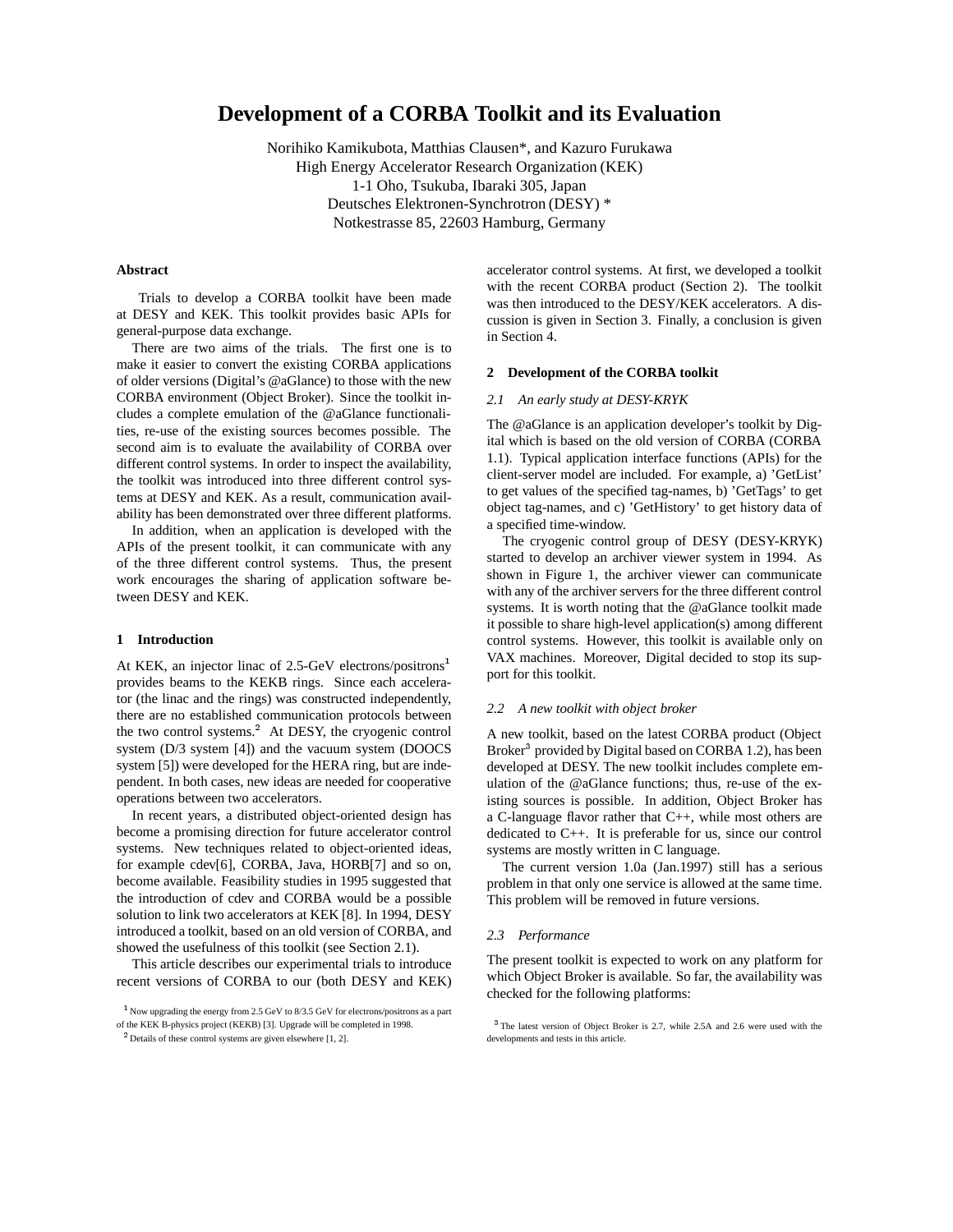# Development of a CORBA Toolkit and its Evaluation

Norihiko Kamikubota, Matthias Clausen*, and Kazuro Furukawa
High Energy Accelerator Research Organization (KEK)
1-1 Oho, Tsukuba, Ibaraki 305, Japan
Deutsches Elektronen-Synchrotron (DESY) *
Notkestrasse 85, 22603 Hamburg, Germany

### Abstract

Trials to develop a CORBA toolkit have been made at DESY and KEK. This toolkit provides basic APIs for general-purpose data exchange.

There are two aims of the trials. The first one is to make it easier to convert the existing CORBA applications of older versions (Digital's @aGlance) to those with the new CORBA environment (Object Broker). Since the toolkit includes a complete emulation of the @aGlance functionalities, re-use of the existing sources becomes possible. The second aim is to evaluate the availability of CORBA over different control systems. In order to inspect the availability, the toolkit was introduced into three different control systems at DESY and KEK. As a result, communication availability has been demonstrated over three different platforms.

In addition, when an application is developed with the APIs of the present toolkit, it can communicate with any of the three different control systems. Thus, the present work encourages the sharing of application software between DESY and KEK.

## 1 Introduction

At KEK, an injector linac of 2.5-GeV electrons/positrons[1] provides beams to the KEKB rings. Since each accelerator (the linac and the rings) was constructed independently, there are no established communication protocols between the two control systems.[2] At DESY, the cryogenic control system (D/3 system [4]) and the vacuum system (DOOCS system [5]) were developed for the HERA ring, but are independent. In both cases, new ideas are needed for cooperative operations between two accelerators.

In recent years, a distributed object-oriented design has become a promising direction for future accelerator control systems. New techniques related to object-oriented ideas, for example cdev[6], CORBA, Java, HORB[7] and so on, become available. Feasibility studies in 1995 suggested that the introduction of cdev and CORBA would be a possible solution to link two accelerators at KEK [8]. In 1994, DESY introduced a toolkit, based on an old version of CORBA, and showed the usefulness of this toolkit (see Section 2.1).

This article describes our experimental trials to introduce recent versions of CORBA to our (both DESY and KEK) accelerator control systems. At first, we developed a toolkit with the recent CORBA product (Section 2). The toolkit was then introduced to the DESY/KEK accelerators. A discussion is given in Section 3. Finally, a conclusion is given in Section 4.

[1] Now upgrading the energy from 2.5 GeV to 8/3.5 GeV for electrons/positrons as a part of the KEK B-physics project (KEKB) [3]. Upgrade will be completed in 1998.

[2] Details of these control systems are given elsewhere [1, 2].

## 2 Development of the CORBA toolkit

### *2.1 An early study at DESY-KRYK*

The @aGlance is an application developer's toolkit by Digital which is based on the old version of CORBA (CORBA 1.1). Typical application interface functions (APIs) for the client-server model are included. For example, a) 'GetList' to get values of the specified tag-names, b) 'GetTags' to get object tag-names, and c) 'GetHistory' to get history data of a specified time-window.

The cryogenic control group of DESY (DESY-KRYK) started to develop an archiver viewer system in 1994. As shown in Figure 1, the archiver viewer can communicate with any of the archiver servers for the three different control systems. It is worth noting that the @aGlance toolkit made it possible to share high-level application(s) among different control systems. However, this toolkit is available only on VAX machines. Moreover, Digital decided to stop its support for this toolkit.

### *2.2 A new toolkit with object broker*

A new toolkit, based on the latest CORBA product (Object Broker[3] provided by Digital based on CORBA 1.2), has been developed at DESY. The new toolkit includes complete emulation of the @aGlance functions; thus, re-use of the existing sources is possible. In addition, Object Broker has a C-language flavor rather that C++, while most others are dedicated to C++. It is preferable for us, since our control systems are mostly written in C language.

The current version 1.0a (Jan.1997) still has a serious problem in that only one service is allowed at the same time. This problem will be removed in future versions.

### *2.3 Performance*

The present toolkit is expected to work on any platform for which Object Broker is available. So far, the availability was checked for the following platforms:

[3] The latest version of Object Broker is 2.7, while 2.5A and 2.6 were used with the developments and tests in this article.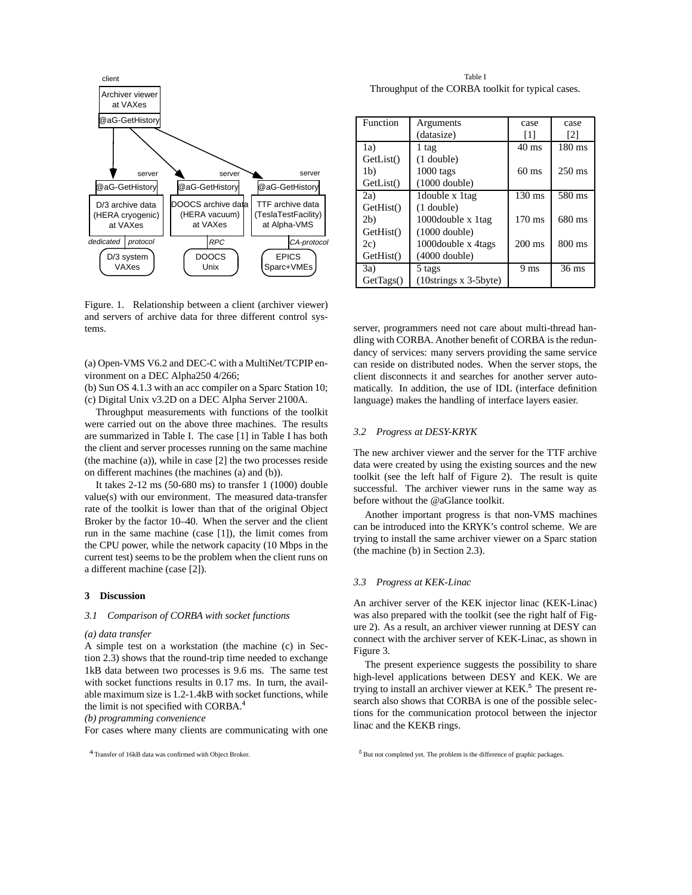client

Archiver viewer at VAXes

@aG-GetHistory

| server | server | server |
| --- | --- | --- |
| @aG-GetHistory | @aG-GetHistory | @aG-GetHistory |
| D/3 archive data (HERA cryogenic) at VAXes | DOOCS archive data (HERA vacuum) at VAXes | TTF archive data (TeslaTestFacility) at Alpha-VMS |
| dedicated protocol | RPC | CA-protocol |
| D/3 system VAXes | DOOCS Unix | EPICS Sparc+VMEs |

Figure. 1. Relationship between a client (archiver viewer) and servers of archive data for three different control systems.

(a) Open-VMS V6.2 and DEC-C with a MultiNet/TCPIP environment on a DEC Alpha250 4/266;

(b) Sun OS 4.1.3 with an acc compiler on a Sparc Station 10;

(c) Digital Unix v3.2D on a DEC Alpha Server 2100A.

Throughput measurements with functions of the toolkit were carried out on the above three machines. The results are summarized in Table I. The case [1] in Table I has both the client and server processes running on the same machine (the machine (a)), while in case [2] the two processes reside on different machines (the machines (a) and (b)).

It takes 2-12 ms (50-680 ms) to transfer 1 (1000) double value(s) with our environment. The measured data-transfer rate of the toolkit is lower than that of the original Object Broker by the factor 10–40. When the server and the client run in the same machine (case [1]), the limit comes from the CPU power, while the network capacity (10 Mbps in the current test) seems to be the problem when the client runs on a different machine (case [2]).

Table I
Throughput of the CORBA toolkit for typical cases.

| Function | Arguments (datasize) | case [1] | case [2] |
| --- | --- | --- | --- |
| 1a) GetList() | 1 tag (1 double) | 40 ms | 180 ms |
| 1b) GetList() | 1000 tags (1000 double) | 60 ms | 250 ms |
| 2a) GetHist() | 1double x 1tag (1 double) | 130 ms | 580 ms |
| 2b) GetHist() | 1000double x 1tag (1000 double) | 170 ms | 680 ms |
| 2c) GetHist() | 1000double x 4tags (4000 double) | 200 ms | 800 ms |
| 3a) GetTags() | 5 tags (10strings x 3-5byte) | 9 ms | 36 ms |

## 3 Discussion

### 3.1 Comparison of CORBA with socket functions

*(a) data transfer*

A simple test on a workstation (the machine (c) in Section 2.3) shows that the round-trip time needed to exchange 1kB data between two processes is 9.6 ms. The same test with socket functions results in 0.17 ms. In turn, the available maximum size is 1.2-1.4kB with socket functions, while the limit is not specified with CORBA.[4]

*(b) programming convenience*

For cases where many clients are communicating with one server, programmers need not care about multi-thread handling with CORBA. Another benefit of CORBA is the redundancy of services: many servers providing the same service can reside on distributed nodes. When the server stops, the client disconnects it and searches for another server automatically. In addition, the use of IDL (interface definition language) makes the handling of interface layers easier.

### 3.2 Progress at DESY-KRYK

The new archiver viewer and the server for the TTF archive data were created by using the existing sources and the new toolkit (see the left half of Figure 2). The result is quite successful. The archiver viewer runs in the same way as before without the @aGlance toolkit.

Another important progress is that non-VMS machines can be introduced into the KRYK's control scheme. We are trying to install the same archiver viewer on a Sparc station (the machine (b) in Section 2.3).

### 3.3 Progress at KEK-Linac

An archiver server of the KEK injector linac (KEK-Linac) was also prepared with the toolkit (see the right half of Figure 2). As a result, an archiver viewer running at DESY can connect with the archiver server of KEK-Linac, as shown in Figure 3.

The present experience suggests the possibility to share high-level applications between DESY and KEK. We are trying to install an archiver viewer at KEK.[5] The present research also shows that CORBA is one of the possible selections for the communication protocol between the injector linac and the KEKB rings.

[4] Transfer of 16kB data was confirmed with Object Broker.

[5] But not completed yet. The problem is the difference of graphic packages.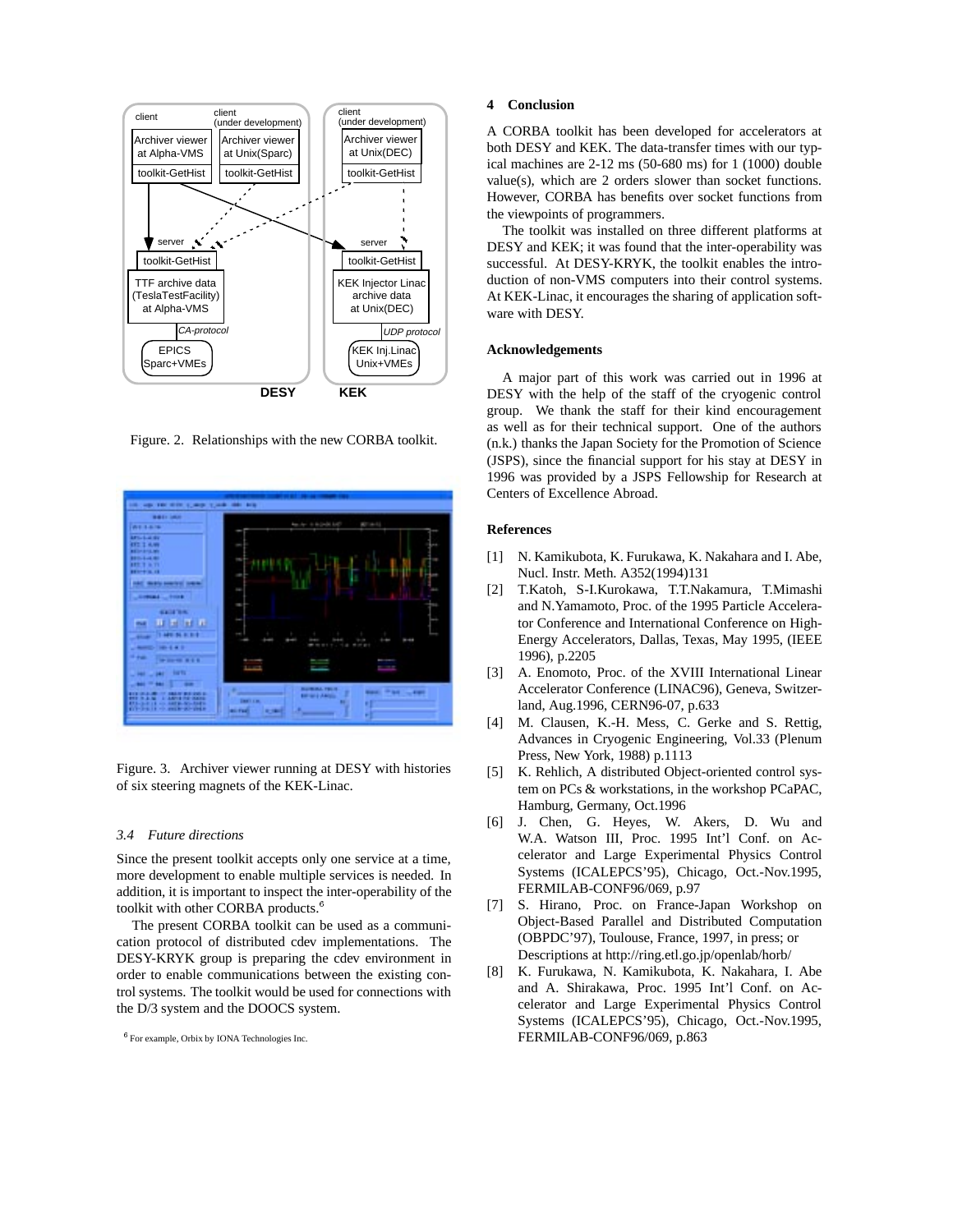client

client
(under development)

client
(under development)

Archiver viewer at Alpha-VMS

toolkit-GetHist

Archiver viewer at Unix(Sparc)

toolkit-GetHist

Archiver viewer at Unix(DEC)

toolkit-GetHist

server

toolkit-GetHist

TTF archive data (TeslaTestFacility) at Alpha-VMS

CA-protocol

EPICS Sparc+VMEs

server

toolkit-GetHist

KEK Injector Linac archive data at Unix(DEC)

UDP protocol

KEK Inj.Linac Unix+VMEs

DESY

KEK

Figure. 2. Relationships with the new CORBA toolkit.

Figure. 3. Archiver viewer running at DESY with histories of six steering magnets of the KEK-Linac.

### 3.4 Future directions

Since the present toolkit accepts only one service at a time, more development to enable multiple services is needed. In addition, it is important to inspect the inter-operability of the toolkit with other CORBA products.[6]

The present CORBA toolkit can be used as a communication protocol of distributed cdev implementations. The DESY-KRYK group is preparing the cdev environment in order to enable communications between the existing control systems. The toolkit would be used for connections with the D/3 system and the DOOCS system.

[6] For example, Orbix by IONA Technologies Inc.

## 4 Conclusion

A CORBA toolkit has been developed for accelerators at both DESY and KEK. The data-transfer times with our typical machines are 2-12 ms (50-680 ms) for 1 (1000) double value(s), which are 2 orders slower than socket functions. However, CORBA has benefits over socket functions from the viewpoints of programmers.

The toolkit was installed on three different platforms at DESY and KEK; it was found that the inter-operability was successful. At DESY-KRYK, the toolkit enables the introduction of non-VMS computers into their control systems. At KEK-Linac, it encourages the sharing of application software with DESY.

### Acknowledgements

A major part of this work was carried out in 1996 at DESY with the help of the staff of the cryogenic control group. We thank the staff for their kind encouragement as well as for their technical support. One of the authors (n.k.) thanks the Japan Society for the Promotion of Science (JSPS), since the financial support for his stay at DESY in 1996 was provided by a JSPS Fellowship for Research at Centers of Excellence Abroad.

### References

[1] N. Kamikubota, K. Furukawa, K. Nakahara and I. Abe, Nucl. Instr. Meth. A352(1994)131

[2] T.Katoh, S-I.Kurokawa, T.T.Nakamura, T.Mimashi and N.Yamamoto, Proc. of the 1995 Particle Accelerator Conference and International Conference on High-Energy Accelerators, Dallas, Texas, May 1995, (IEEE 1996), p.2205

[3] A. Enomoto, Proc. of the XVIII International Linear Accelerator Conference (LINAC96), Geneva, Switzerland, Aug.1996, CERN96-07, p.633

[4] M. Clausen, K.-H. Mess, C. Gerke and S. Rettig, Advances in Cryogenic Engineering, Vol.33 (Plenum Press, New York, 1988) p.1113

[5] K. Rehlich, A distributed Object-oriented control system on PCs & workstations, in the workshop PCaPAC, Hamburg, Germany, Oct.1996

[6] J. Chen, G. Heyes, W. Akers, D. Wu and W.A. Watson III, Proc. 1995 Int'l Conf. on Accelerator and Large Experimental Physics Control Systems (ICALEPCS'95), Chicago, Oct.-Nov.1995, FERMILAB-CONF96/069, p.97

[7] S. Hirano, Proc. on France-Japan Workshop on Object-Based Parallel and Distributed Computation (OBPDC'97), Toulouse, France, 1997, in press; or Descriptions at http://ring.etl.go.jp/openlab/horb/

[8] K. Furukawa, N. Kamikubota, K. Nakahara, I. Abe and A. Shirakawa, Proc. 1995 Int'l Conf. on Accelerator and Large Experimental Physics Control Systems (ICALEPCS'95), Chicago, Oct.-Nov.1995, FERMILAB-CONF96/069, p.863